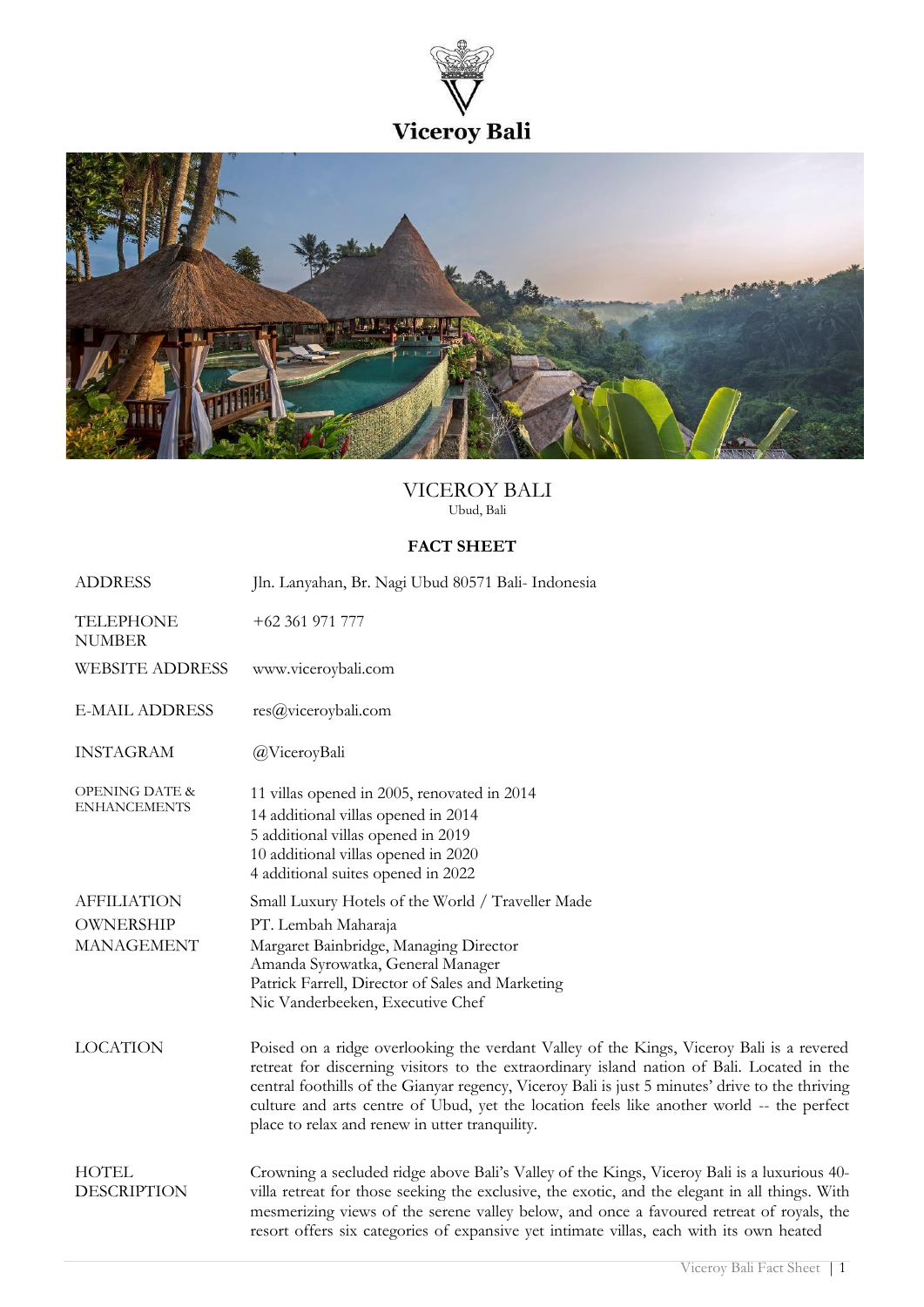# Viceroy Bali

## VICEROY BALI

Ubud, Bali

### FACT SHEET

| | |
|---|---|
| ADDRESS | Jln. Lanyahan, Br. Nagi Ubud 80571 Bali- Indonesia |
| TELEPHONE NUMBER | +62 361 971 777 |
| WEBSITE ADDRESS | www.viceroybali.com |
| E-MAIL ADDRESS | res@viceroybali.com |
| INSTAGRAM | @ViceroyBali |
| OPENING DATE & ENHANCEMENTS | 11 villas opened in 2005, renovated in 2014<br>14 additional villas opened in 2014<br>5 additional villas opened in 2019<br>10 additional villas opened in 2020<br>4 additional suites opened in 2022 |
| AFFILIATION | Small Luxury Hotels of the World / Traveller Made |
| OWNERSHIP | PT. Lembah Maharaja |
| MANAGEMENT | Margaret Bainbridge, Managing Director<br>Amanda Syrowatka, General Manager<br>Patrick Farrell, Director of Sales and Marketing<br>Nic Vanderbeeken, Executive Chef |
| LOCATION | Poised on a ridge overlooking the verdant Valley of the Kings, Viceroy Bali is a revered retreat for discerning visitors to the extraordinary island nation of Bali. Located in the central foothills of the Gianyar regency, Viceroy Bali is just 5 minutes' drive to the thriving culture and arts centre of Ubud, yet the location feels like another world -- the perfect place to relax and renew in utter tranquility. |
| HOTEL DESCRIPTION | Crowning a secluded ridge above Bali's Valley of the Kings, Viceroy Bali is a luxurious 40-villa retreat for those seeking the exclusive, the exotic, and the elegant in all things. With mesmerizing views of the serene valley below, and once a favoured retreat of royals, the resort offers six categories of expansive yet intimate villas, each with its own heated |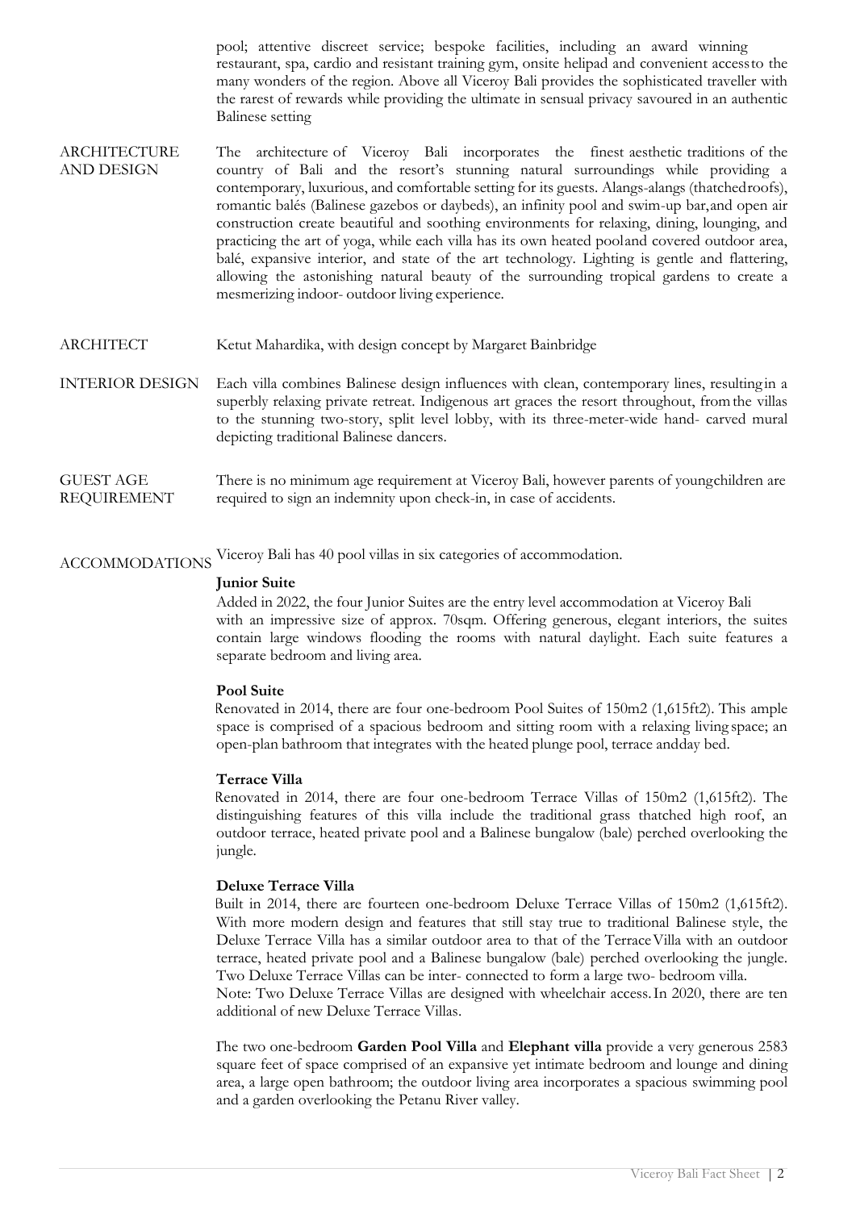pool; attentive discreet service; bespoke facilities, including an award winning restaurant, spa, cardio and resistant training gym, onsite helipad and convenient access to the many wonders of the region. Above all Viceroy Bali provides the sophisticated traveller with the rarest of rewards while providing the ultimate in sensual privacy savoured in an authentic Balinese setting

**ARCHITECTURE AND DESIGN**

The architecture of Viceroy Bali incorporates the finest aesthetic traditions of the country of Bali and the resort's stunning natural surroundings while providing a contemporary, luxurious, and comfortable setting for its guests. Alangs-alangs (thatched roofs), romantic balés (Balinese gazebos or daybeds), an infinity pool and swim-up bar, and open air construction create beautiful and soothing environments for relaxing, dining, lounging, and practicing the art of yoga, while each villa has its own heated pool and covered outdoor area, balé, expansive interior, and state of the art technology. Lighting is gentle and flattering, allowing the astonishing natural beauty of the surrounding tropical gardens to create a mesmerizing indoor- outdoor living experience.

**ARCHITECT**

Ketut Mahardika, with design concept by Margaret Bainbridge

**INTERIOR DESIGN**

Each villa combines Balinese design influences with clean, contemporary lines, resulting in a superbly relaxing private retreat. Indigenous art graces the resort throughout, from the villas to the stunning two-story, split level lobby, with its three-meter-wide hand- carved mural depicting traditional Balinese dancers.

**GUEST AGE REQUIREMENT**

There is no minimum age requirement at Viceroy Bali, however parents of young children are required to sign an indemnity upon check-in, in case of accidents.

**ACCOMMODATIONS**

Viceroy Bali has 40 pool villas in six categories of accommodation.

**Junior Suite**

Added in 2022, the four Junior Suites are the entry level accommodation at Viceroy Bali with an impressive size of approx. 70sqm. Offering generous, elegant interiors, the suites contain large windows flooding the rooms with natural daylight. Each suite features a separate bedroom and living area.

**Pool Suite**

Renovated in 2014, there are four one-bedroom Pool Suites of 150m2 (1,615ft2). This ample space is comprised of a spacious bedroom and sitting room with a relaxing living space; an open-plan bathroom that integrates with the heated plunge pool, terrace and day bed.

**Terrace Villa**

Renovated in 2014, there are four one-bedroom Terrace Villas of 150m2 (1,615ft2). The distinguishing features of this villa include the traditional grass thatched high roof, an outdoor terrace, heated private pool and a Balinese bungalow (bale) perched overlooking the jungle.

**Deluxe Terrace Villa**

Built in 2014, there are fourteen one-bedroom Deluxe Terrace Villas of 150m2 (1,615ft2). With more modern design and features that still stay true to traditional Balinese style, the Deluxe Terrace Villa has a similar outdoor area to that of the Terrace Villa with an outdoor terrace, heated private pool and a Balinese bungalow (bale) perched overlooking the jungle. Two Deluxe Terrace Villas can be inter- connected to form a large two- bedroom villa. Note: Two Deluxe Terrace Villas are designed with wheelchair access. In 2020, there are ten additional of new Deluxe Terrace Villas.

The two one-bedroom **Garden Pool Villa** and **Elephant villa** provide a very generous 2583 square feet of space comprised of an expansive yet intimate bedroom and lounge and dining area, a large open bathroom; the outdoor living area incorporates a spacious swimming pool and a garden overlooking the Petanu River valley.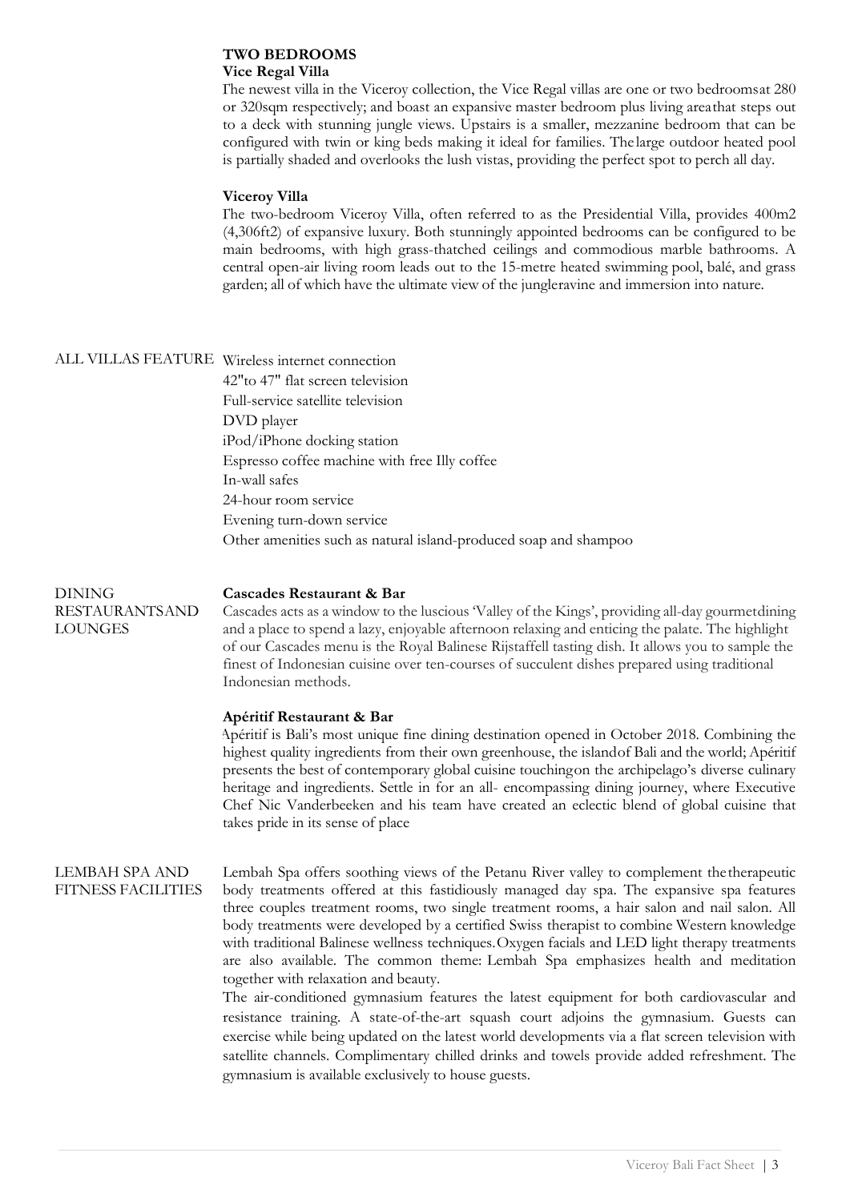## TWO BEDROOMS

### Vice Regal Villa

The newest villa in the Viceroy collection, the Vice Regal villas are one or two bedroomsat 280 or 320sqm respectively; and boast an expansive master bedroom plus living areathat steps out to a deck with stunning jungle views. Upstairs is a smaller, mezzanine bedroom that can be configured with twin or king beds making it ideal for families. The large outdoor heated pool is partially shaded and overlooks the lush vistas, providing the perfect spot to perch all day.

### Viceroy Villa

The two-bedroom Viceroy Villa, often referred to as the Presidential Villa, provides 400m2 (4,306ft2) of expansive luxury. Both stunningly appointed bedrooms can be configured to be main bedrooms, with high grass-thatched ceilings and commodious marble bathrooms. A central open-air living room leads out to the 15-metre heated swimming pool, balé, and grass garden; all of which have the ultimate view of the jungleravine and immersion into nature.

## ALL VILLAS FEATURE

- Wireless internet connection
- 42"to 47" flat screen television
- Full-service satellite television
- DVD player
- iPod/iPhone docking station
- Espresso coffee machine with free Illy coffee
- In-wall safes
- 24-hour room service
- Evening turn-down service
- Other amenities such as natural island-produced soap and shampoo

## DINING RESTAURANTSAND LOUNGES

### Cascades Restaurant & Bar

Cascades acts as a window to the luscious 'Valley of the Kings', providing all-day gourmetdining and a place to spend a lazy, enjoyable afternoon relaxing and enticing the palate. The highlight of our Cascades menu is the Royal Balinese Rijstaffell tasting dish. It allows you to sample the finest of Indonesian cuisine over ten-courses of succulent dishes prepared using traditional Indonesian methods.

### Apéritif Restaurant & Bar

Apéritif is Bali's most unique fine dining destination opened in October 2018. Combining the highest quality ingredients from their own greenhouse, the islandof Bali and the world; Apéritif presents the best of contemporary global cuisine touchingon the archipelago's diverse culinary heritage and ingredients. Settle in for an all- encompassing dining journey, where Executive Chef Nic Vanderbeeken and his team have created an eclectic blend of global cuisine that takes pride in its sense of place

## LEMBAH SPA AND FITNESS FACILITIES

Lembah Spa offers soothing views of the Petanu River valley to complement the therapeutic body treatments offered at this fastidiously managed day spa. The expansive spa features three couples treatment rooms, two single treatment rooms, a hair salon and nail salon. All body treatments were developed by a certified Swiss therapist to combine Western knowledge with traditional Balinese wellness techniques. Oxygen facials and LED light therapy treatments are also available. The common theme: Lembah Spa emphasizes health and meditation together with relaxation and beauty.

The air-conditioned gymnasium features the latest equipment for both cardiovascular and resistance training. A state-of-the-art squash court adjoins the gymnasium. Guests can exercise while being updated on the latest world developments via a flat screen television with satellite channels. Complimentary chilled drinks and towels provide added refreshment. The gymnasium is available exclusively to house guests.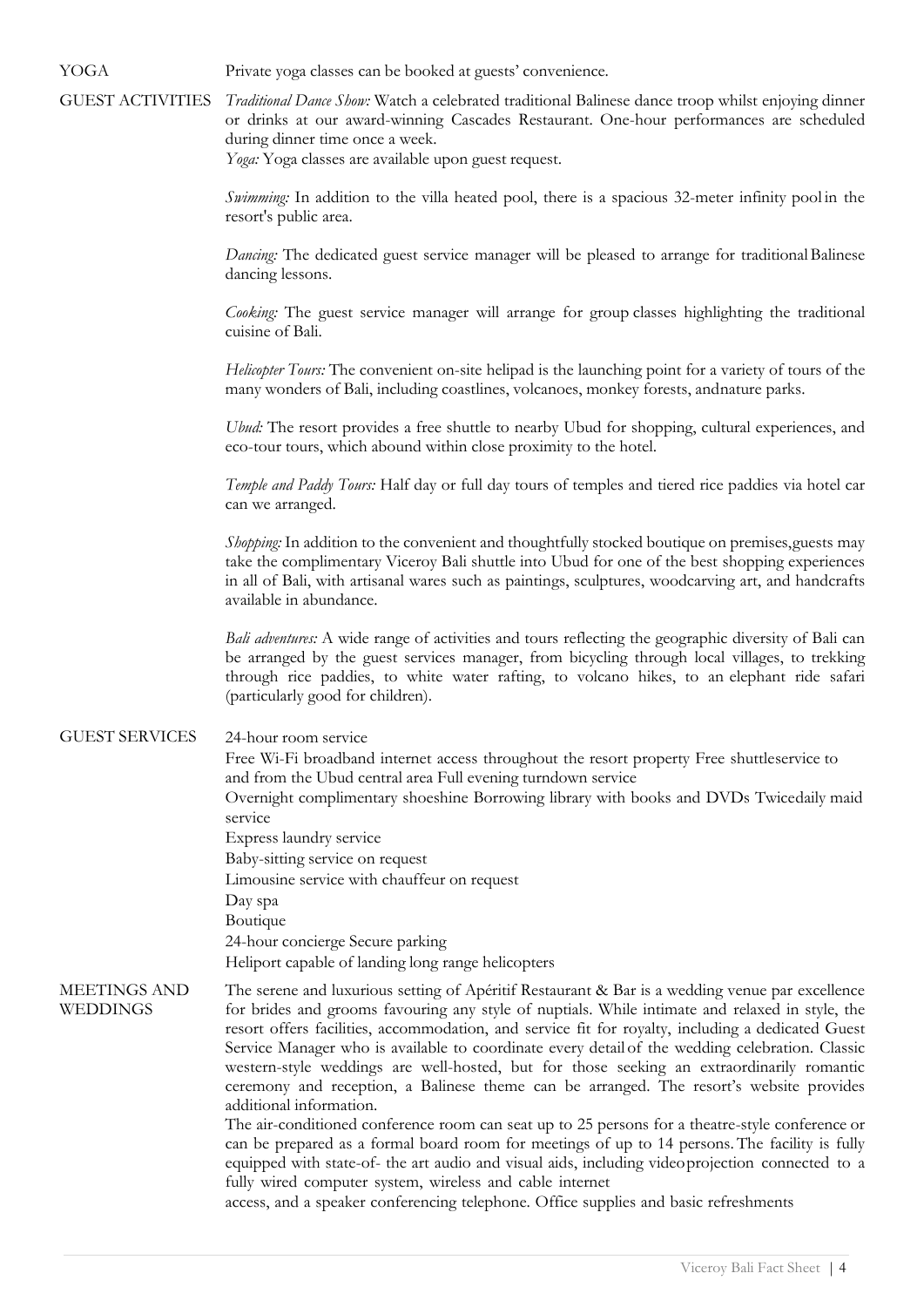**YOGA**

Private yoga classes can be booked at guests' convenience.

**GUEST ACTIVITIES**

*Traditional Dance Show:* Watch a celebrated traditional Balinese dance troop whilst enjoying dinner or drinks at our award-winning Cascades Restaurant. One-hour performances are scheduled during dinner time once a week.
*Yoga:* Yoga classes are available upon guest request.

*Swimming:* In addition to the villa heated pool, there is a spacious 32-meter infinity pool in the resort's public area.

*Dancing:* The dedicated guest service manager will be pleased to arrange for traditional Balinese dancing lessons.

*Cooking:* The guest service manager will arrange for group classes highlighting the traditional cuisine of Bali.

*Helicopter Tours:* The convenient on-site helipad is the launching point for a variety of tours of the many wonders of Bali, including coastlines, volcanoes, monkey forests, andnature parks.

*Ubud:* The resort provides a free shuttle to nearby Ubud for shopping, cultural experiences, and eco-tour tours, which abound within close proximity to the hotel.

*Temple and Paddy Tours:* Half day or full day tours of temples and tiered rice paddies via hotel car can we arranged.

*Shopping:* In addition to the convenient and thoughtfully stocked boutique on premises,guests may take the complimentary Viceroy Bali shuttle into Ubud for one of the best shopping experiences in all of Bali, with artisanal wares such as paintings, sculptures, woodcarving art, and handcrafts available in abundance.

*Bali adventures:* A wide range of activities and tours reflecting the geographic diversity of Bali can be arranged by the guest services manager, from bicycling through local villages, to trekking through rice paddies, to white water rafting, to volcano hikes, to an elephant ride safari (particularly good for children).

**GUEST SERVICES**

24-hour room service
Free Wi-Fi broadband internet access throughout the resort property Free shuttleservice to and from the Ubud central area Full evening turndown service
Overnight complimentary shoeshine Borrowing library with books and DVDs Twicedaily maid service
Express laundry service
Baby-sitting service on request
Limousine service with chauffeur on request
Day spa
Boutique
24-hour concierge Secure parking
Heliport capable of landing long range helicopters

**MEETINGS AND WEDDINGS**

The serene and luxurious setting of Apéritif Restaurant & Bar is a wedding venue par excellence for brides and grooms favouring any style of nuptials. While intimate and relaxed in style, the resort offers facilities, accommodation, and service fit for royalty, including a dedicated Guest Service Manager who is available to coordinate every detail of the wedding celebration. Classic western-style weddings are well-hosted, but for those seeking an extraordinarily romantic ceremony and reception, a Balinese theme can be arranged. The resort's website provides additional information.
The air-conditioned conference room can seat up to 25 persons for a theatre-style conference or can be prepared as a formal board room for meetings of up to 14 persons. The facility is fully equipped with state-of- the art audio and visual aids, including videoprojection connected to a fully wired computer system, wireless and cable internet
access, and a speaker conferencing telephone. Office supplies and basic refreshments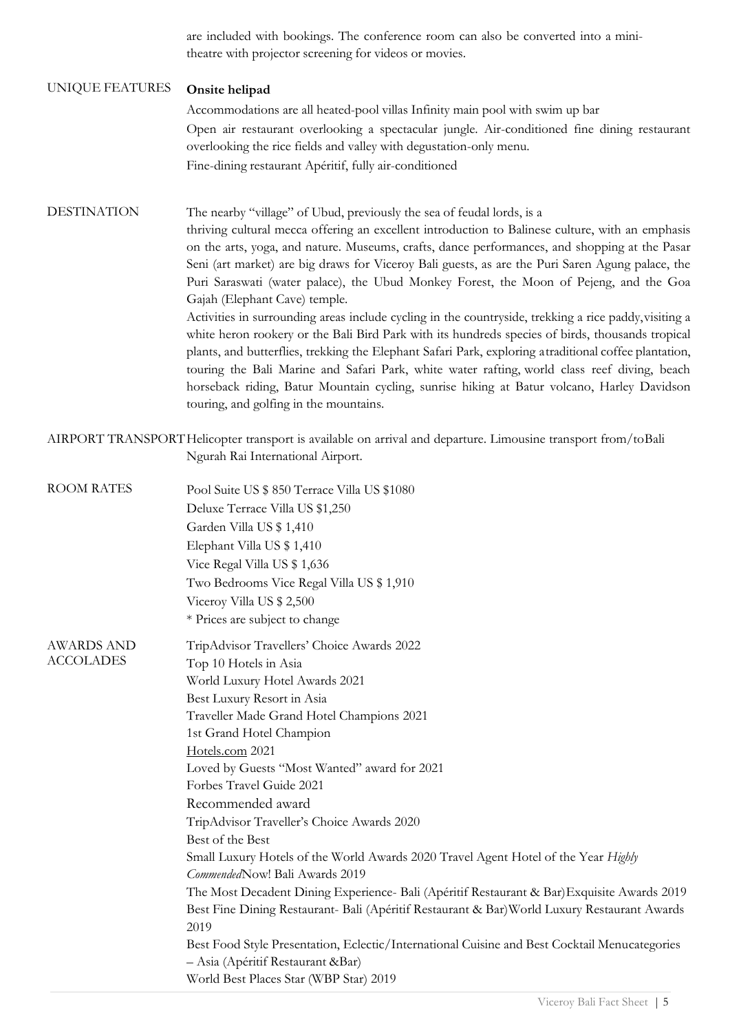are included with bookings. The conference room can also be converted into a mini-theatre with projector screening for videos or movies.

## UNIQUE FEATURES

**Onsite helipad**

Accommodations are all heated-pool villas Infinity main pool with swim up bar

Open air restaurant overlooking a spectacular jungle. Air-conditioned fine dining restaurant overlooking the rice fields and valley with degustation-only menu.

Fine-dining restaurant Apéritif, fully air-conditioned

## DESTINATION

The nearby "village" of Ubud, previously the sea of feudal lords, is a thriving cultural mecca offering an excellent introduction to Balinese culture, with an emphasis on the arts, yoga, and nature. Museums, crafts, dance performances, and shopping at the Pasar Seni (art market) are big draws for Viceroy Bali guests, as are the Puri Saren Agung palace, the Puri Saraswati (water palace), the Ubud Monkey Forest, the Moon of Pejeng, and the Goa Gajah (Elephant Cave) temple.

Activities in surrounding areas include cycling in the countryside, trekking a rice paddy, visiting a white heron rookery or the Bali Bird Park with its hundreds species of birds, thousands tropical plants, and butterflies, trekking the Elephant Safari Park, exploring a traditional coffee plantation, touring the Bali Marine and Safari Park, white water rafting, world class reef diving, beach horseback riding, Batur Mountain cycling, sunrise hiking at Batur volcano, Harley Davidson touring, and golfing in the mountains.

## AIRPORT TRANSPORT

Helicopter transport is available on arrival and departure. Limousine transport from/to Bali Ngurah Rai International Airport.

## ROOM RATES

Pool Suite US $ 850 Terrace Villa US $1080

Deluxe Terrace Villa US $1,250

Garden Villa US $ 1,410

Elephant Villa US $ 1,410

Vice Regal Villa US $ 1,636

Two Bedrooms Vice Regal Villa US $ 1,910

Viceroy Villa US $ 2,500

* Prices are subject to change

## AWARDS AND ACCOLADES

TripAdvisor Travellers' Choice Awards 2022

Top 10 Hotels in Asia

World Luxury Hotel Awards 2021

Best Luxury Resort in Asia

Traveller Made Grand Hotel Champions 2021

1st Grand Hotel Champion

Hotels.com 2021

Loved by Guests "Most Wanted" award for 2021

Forbes Travel Guide 2021

Recommended award

TripAdvisor Traveller's Choice Awards 2020

Best of the Best

Small Luxury Hotels of the World Awards 2020 Travel Agent Hotel of the Year *Highly Commended*Now! Bali Awards 2019

The Most Decadent Dining Experience- Bali (Apéritif Restaurant & Bar) Exquisite Awards 2019

Best Fine Dining Restaurant- Bali (Apéritif Restaurant & Bar) World Luxury Restaurant Awards 2019

Best Food Style Presentation, Eclectic/International Cuisine and Best Cocktail Menu categories – Asia (Apéritif Restaurant & Bar)

World Best Places Star (WBP Star) 2019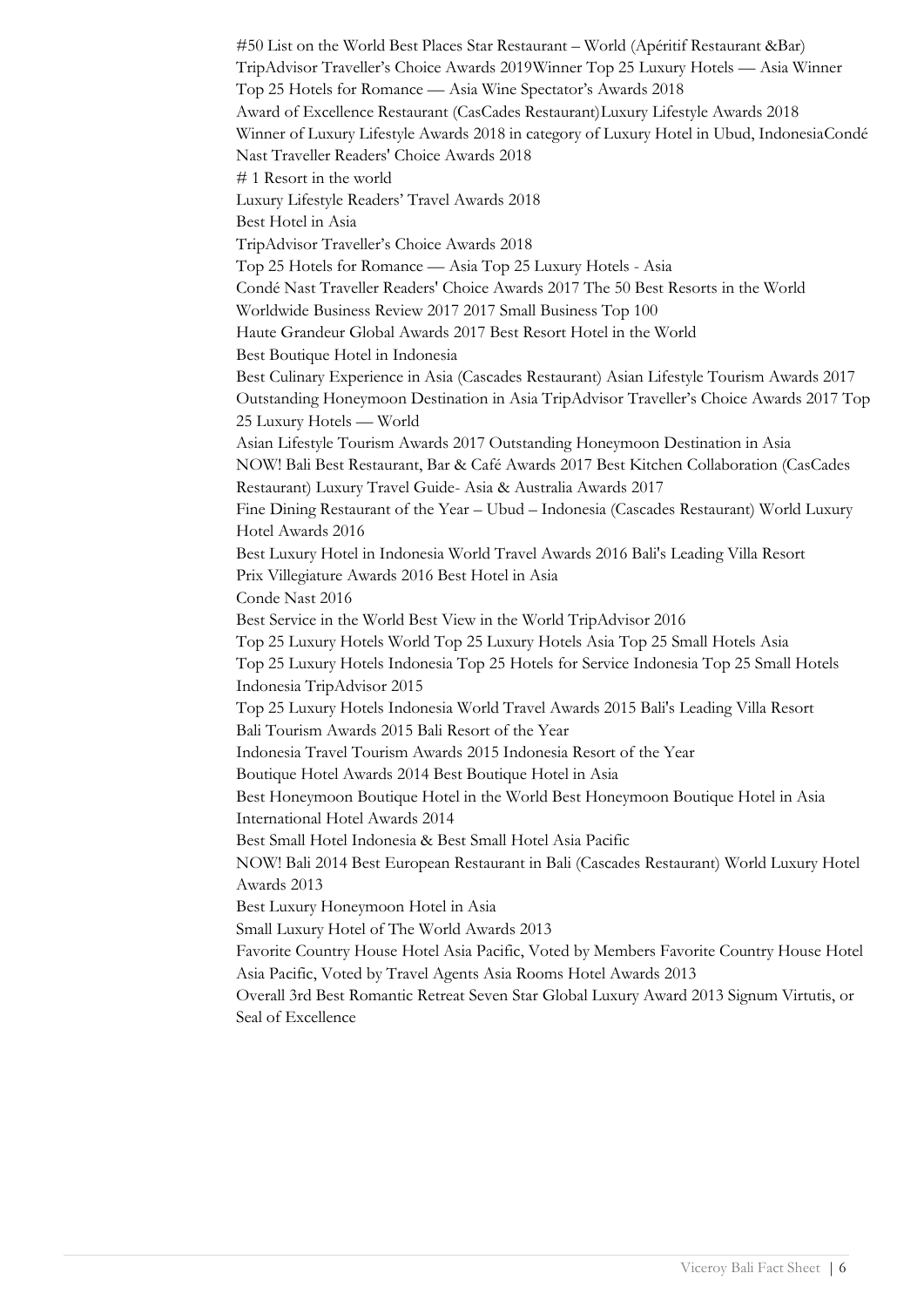#50 List on the World Best Places Star Restaurant – World (Apéritif Restaurant &Bar)
TripAdvisor Traveller's Choice Awards 2019Winner Top 25 Luxury Hotels — Asia Winner
Top 25 Hotels for Romance — Asia Wine Spectator's Awards 2018
Award of Excellence Restaurant (CasCades Restaurant)Luxury Lifestyle Awards 2018
Winner of Luxury Lifestyle Awards 2018 in category of Luxury Hotel in Ubud, IndonesiaCondé Nast Traveller Readers' Choice Awards 2018
# 1 Resort in the world
Luxury Lifestyle Readers' Travel Awards 2018
Best Hotel in Asia
TripAdvisor Traveller's Choice Awards 2018
Top 25 Hotels for Romance — Asia Top 25 Luxury Hotels - Asia
Condé Nast Traveller Readers' Choice Awards 2017 The 50 Best Resorts in the World
Worldwide Business Review 2017 2017 Small Business Top 100
Haute Grandeur Global Awards 2017 Best Resort Hotel in the World
Best Boutique Hotel in Indonesia
Best Culinary Experience in Asia (Cascades Restaurant) Asian Lifestyle Tourism Awards 2017
Outstanding Honeymoon Destination in Asia TripAdvisor Traveller's Choice Awards 2017 Top 25 Luxury Hotels — World
Asian Lifestyle Tourism Awards 2017 Outstanding Honeymoon Destination in Asia
NOW! Bali Best Restaurant, Bar & Café Awards 2017 Best Kitchen Collaboration (CasCades Restaurant) Luxury Travel Guide- Asia & Australia Awards 2017
Fine Dining Restaurant of the Year – Ubud – Indonesia (Cascades Restaurant) World Luxury Hotel Awards 2016
Best Luxury Hotel in Indonesia World Travel Awards 2016 Bali's Leading Villa Resort
Prix Villegiature Awards 2016 Best Hotel in Asia
Conde Nast 2016
Best Service in the World Best View in the World TripAdvisor 2016
Top 25 Luxury Hotels World Top 25 Luxury Hotels Asia Top 25 Small Hotels Asia
Top 25 Luxury Hotels Indonesia Top 25 Hotels for Service Indonesia Top 25 Small Hotels Indonesia TripAdvisor 2015
Top 25 Luxury Hotels Indonesia World Travel Awards 2015 Bali's Leading Villa Resort
Bali Tourism Awards 2015 Bali Resort of the Year
Indonesia Travel Tourism Awards 2015 Indonesia Resort of the Year
Boutique Hotel Awards 2014 Best Boutique Hotel in Asia
Best Honeymoon Boutique Hotel in the World Best Honeymoon Boutique Hotel in Asia
International Hotel Awards 2014
Best Small Hotel Indonesia & Best Small Hotel Asia Pacific
NOW! Bali 2014 Best European Restaurant in Bali (Cascades Restaurant) World Luxury Hotel Awards 2013
Best Luxury Honeymoon Hotel in Asia
Small Luxury Hotel of The World Awards 2013
Favorite Country House Hotel Asia Pacific, Voted by Members Favorite Country House Hotel Asia Pacific, Voted by Travel Agents Asia Rooms Hotel Awards 2013
Overall 3rd Best Romantic Retreat Seven Star Global Luxury Award 2013 Signum Virtutis, or Seal of Excellence